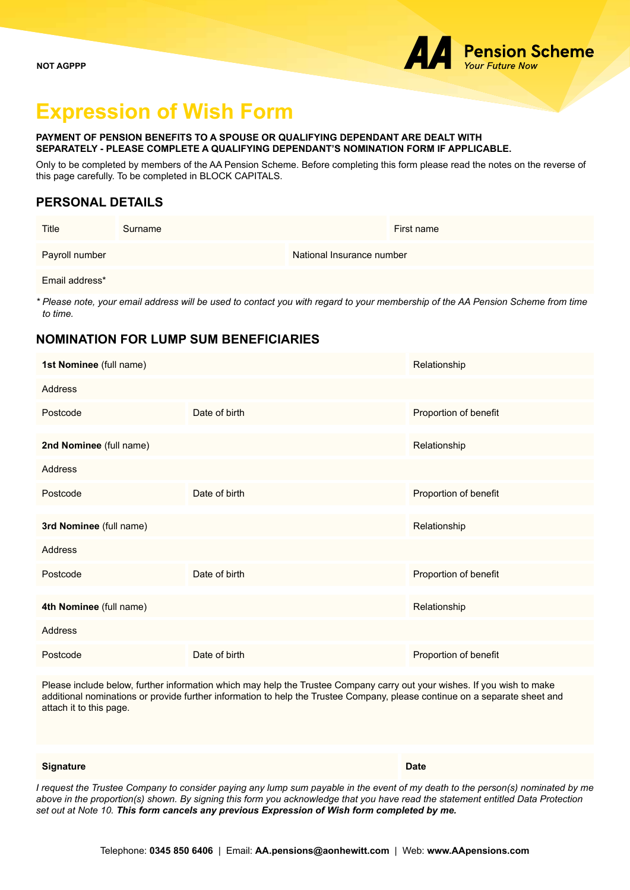NOT AGPPP

AA Pension Scheme
*Your Future Now*

# Expression of Wish Form

**PAYMENT OF PENSION BENEFITS TO A SPOUSE OR QUALIFYING DEPENDANT ARE DEALT WITH SEPARATELY - PLEASE COMPLETE A QUALIFYING DEPENDANT'S NOMINATION FORM IF APPLICABLE.**

Only to be completed by members of the AA Pension Scheme. Before completing this form please read the notes on the reverse of this page carefully. To be completed in BLOCK CAPITALS.

## PERSONAL DETAILS

| Title | Surname | First name |
|---|---|---|
| Payroll number | National Insurance number | |
| Email address* | | |

** Please note, your email address will be used to contact you with regard to your membership of the AA Pension Scheme from time to time.*

## NOMINATION FOR LUMP SUM BENEFICIARIES

| **1st Nominee** (full name) | | Relationship |
|---|---|---|
| Address | | |
| Postcode | Date of birth | Proportion of benefit |
| **2nd Nominee** (full name) | | Relationship |
| Address | | |
| Postcode | Date of birth | Proportion of benefit |
| **3rd Nominee** (full name) | | Relationship |
| Address | | |
| Postcode | Date of birth | Proportion of benefit |
| **4th Nominee** (full name) | | Relationship |
| Address | | |
| Postcode | Date of birth | Proportion of benefit |

Please include below, further information which may help the Trustee Company carry out your wishes. If you wish to make additional nominations or provide further information to help the Trustee Company, please continue on a separate sheet and attach it to this page.

| **Signature** | **Date** |
|---|---|

*I request the Trustee Company to consider paying any lump sum payable in the event of my death to the person(s) nominated by me above in the proportion(s) shown. By signing this form you acknowledge that you have read the statement entitled Data Protection set out at Note 10.* ***This form cancels any previous Expression of Wish form completed by me.***

Telephone: **0345 850 6406** | Email: **AA.pensions@aonhewitt.com** | Web: **www.AApensions.com**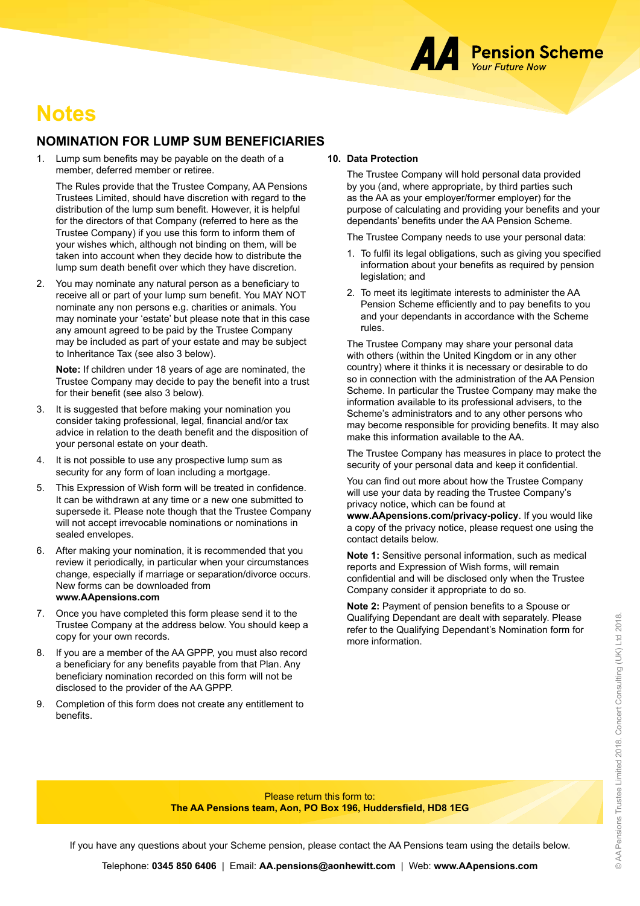# Notes

## NOMINATION FOR LUMP SUM BENEFICIARIES

1. Lump sum benefits may be payable on the death of a member, deferred member or retiree.

   The Rules provide that the Trustee Company, AA Pensions Trustees Limited, should have discretion with regard to the distribution of the lump sum benefit. However, it is helpful for the directors of that Company (referred to here as the Trustee Company) if you use this form to inform them of your wishes which, although not binding on them, will be taken into account when they decide how to distribute the lump sum death benefit over which they have discretion.

2. You may nominate any natural person as a beneficiary to receive all or part of your lump sum benefit. You MAY NOT nominate any non persons e.g. charities or animals. You may nominate your 'estate' but please note that in this case any amount agreed to be paid by the Trustee Company may be included as part of your estate and may be subject to Inheritance Tax (see also 3 below).

   **Note:** If children under 18 years of age are nominated, the Trustee Company may decide to pay the benefit into a trust for their benefit (see also 3 below).

3. It is suggested that before making your nomination you consider taking professional, legal, financial and/or tax advice in relation to the death benefit and the disposition of your personal estate on your death.

4. It is not possible to use any prospective lump sum as security for any form of loan including a mortgage.

5. This Expression of Wish form will be treated in confidence. It can be withdrawn at any time or a new one submitted to supersede it. Please note though that the Trustee Company will not accept irrevocable nominations or nominations in sealed envelopes.

6. After making your nomination, it is recommended that you review it periodically, in particular when your circumstances change, especially if marriage or separation/divorce occurs. New forms can be downloaded from **www.AApensions.com**

7. Once you have completed this form please send it to the Trustee Company at the address below. You should keep a copy for your own records.

8. If you are a member of the AA GPPP, you must also record a beneficiary for any benefits payable from that Plan. Any beneficiary nomination recorded on this form will not be disclosed to the provider of the AA GPPP.

9. Completion of this form does not create any entitlement to benefits.

10. **Data Protection**

    The Trustee Company will hold personal data provided by you (and, where appropriate, by third parties such as the AA as your employer/former employer) for the purpose of calculating and providing your benefits and your dependants' benefits under the AA Pension Scheme.

    The Trustee Company needs to use your personal data:

    1. To fulfil its legal obligations, such as giving you specified information about your benefits as required by pension legislation; and
    2. To meet its legitimate interests to administer the AA Pension Scheme efficiently and to pay benefits to you and your dependants in accordance with the Scheme rules.

    The Trustee Company may share your personal data with others (within the United Kingdom or in any other country) where it thinks it is necessary or desirable to do so in connection with the administration of the AA Pension Scheme. In particular the Trustee Company may make the information available to its professional advisers, to the Scheme's administrators and to any other persons who may become responsible for providing benefits. It may also make this information available to the AA.

    The Trustee Company has measures in place to protect the security of your personal data and keep it confidential.

    You can find out more about how the Trustee Company will use your data by reading the Trustee Company's privacy notice, which can be found at **www.AApensions.com/privacy-policy**. If you would like a copy of the privacy notice, please request one using the contact details below.

    **Note 1:** Sensitive personal information, such as medical reports and Expression of Wish forms, will remain confidential and will be disclosed only when the Trustee Company consider it appropriate to do so.

    **Note 2:** Payment of pension benefits to a Spouse or Qualifying Dependant are dealt with separately. Please refer to the Qualifying Dependant's Nomination form for more information.

Please return this form to:
**The AA Pensions team, Aon, PO Box 196, Huddersfield, HD8 1EG**

If you have any questions about your Scheme pension, please contact the AA Pensions team using the details below.

Telephone: **0345 850 6406** | Email: **AA.pensions@aonhewitt.com** | Web: **www.AApensions.com**

© AA Pensions Trustee Limited 2018. Concert Consulting (UK) Ltd 2018.